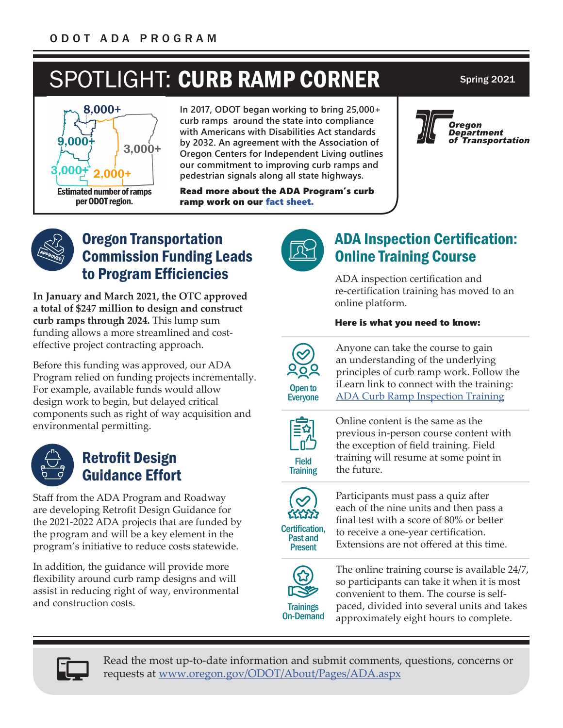ODOT ADA PROGRAM

# SPOTLIGHT: CURB RAMP CORNER

Spring 2021

8,000+
9,000+
3,000+
3,000+
2,000+

Estimated number of ramps per ODOT region.

In 2017, ODOT began working to bring 25,000+ curb ramps around the state into compliance with Americans with Disabilities Act standards by 2032. An agreement with the Association of Oregon Centers for Independent Living outlines our commitment to improving curb ramps and pedestrian signals along all state highways.

**Read more about the ADA Program's curb ramp work on our fact sheet.**

Oregon Department of Transportation

## Oregon Transportation Commission Funding Leads to Program Efficiencies

**In January and March 2021, the OTC approved a total of $247 million to design and construct curb ramps through 2024.** This lump sum funding allows a more streamlined and cost-effective project contracting approach.

Before this funding was approved, our ADA Program relied on funding projects incrementally. For example, available funds would allow design work to begin, but delayed critical components such as right of way acquisition and environmental permitting.

## Retrofit Design Guidance Effort

Staff from the ADA Program and Roadway are developing Retrofit Design Guidance for the 2021-2022 ADA projects that are funded by the program and will be a key element in the program's initiative to reduce costs statewide.

In addition, the guidance will provide more flexibility around curb ramp designs and will assist in reducing right of way, environmental and construction costs.

## ADA Inspection Certification: Online Training Course

ADA inspection certification and re-certification training has moved to an online platform.

**Here is what you need to know:**

**Open to Everyone** — Anyone can take the course to gain an understanding of the underlying principles of curb ramp work. Follow the iLearn link to connect with the training: ADA Curb Ramp Inspection Training

**Field Training** — Online content is the same as the previous in-person course content with the exception of field training. Field training will resume at some point in the future.

**Certification, Past and Present** — Participants must pass a quiz after each of the nine units and then pass a final test with a score of 80% or better to receive a one-year certification. Extensions are not offered at this time.

**Trainings On-Demand** — The online training course is available 24/7, so participants can take it when it is most convenient to them. The course is self-paced, divided into several units and takes approximately eight hours to complete.

Read the most up-to-date information and submit comments, questions, concerns or requests at www.oregon.gov/ODOT/About/Pages/ADA.aspx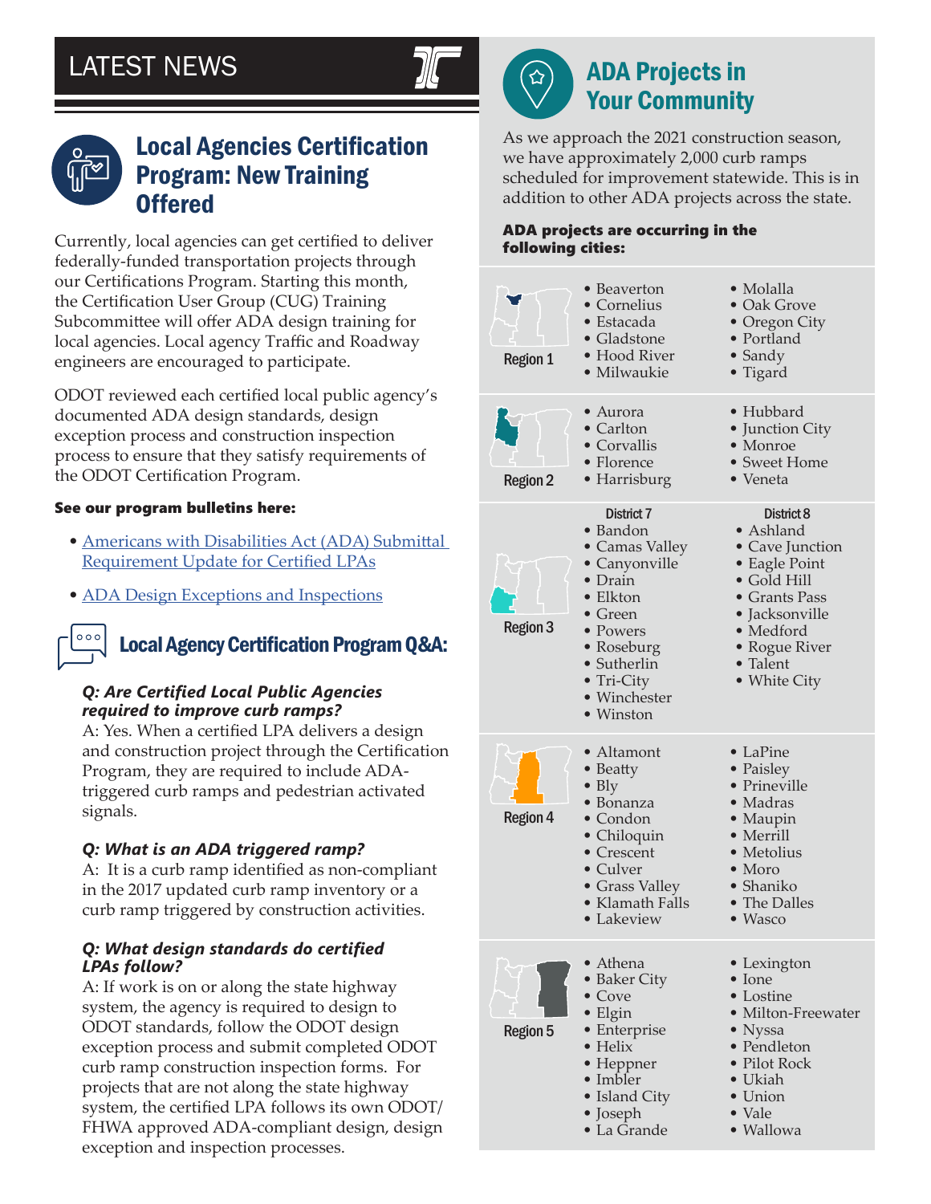# LATEST NEWS

## Local Agencies Certification Program: New Training Offered

Currently, local agencies can get certified to deliver federally-funded transportation projects through our Certifications Program. Starting this month, the Certification User Group (CUG) Training Subcommittee will offer ADA design training for local agencies. Local agency Traffic and Roadway engineers are encouraged to participate.

ODOT reviewed each certified local public agency's documented ADA design standards, design exception process and construction inspection process to ensure that they satisfy requirements of the ODOT Certification Program.

**See our program bulletins here:**

- Americans with Disabilities Act (ADA) Submittal Requirement Update for Certified LPAs
- ADA Design Exceptions and Inspections

## Local Agency Certification Program Q&A:

***Q: Are Certified Local Public Agencies required to improve curb ramps?***

A: Yes. When a certified LPA delivers a design and construction project through the Certification Program, they are required to include ADA-triggered curb ramps and pedestrian activated signals.

***Q: What is an ADA triggered ramp?***

A: It is a curb ramp identified as non-compliant in the 2017 updated curb ramp inventory or a curb ramp triggered by construction activities.

***Q: What design standards do certified LPAs follow?***

A: If work is on or along the state highway system, the agency is required to design to ODOT standards, follow the ODOT design exception process and submit completed ODOT curb ramp construction inspection forms. For projects that are not along the state highway system, the certified LPA follows its own ODOT/FHWA approved ADA-compliant design, design exception and inspection processes.

## ADA Projects in Your Community

As we approach the 2021 construction season, we have approximately 2,000 curb ramps scheduled for improvement statewide. This is in addition to other ADA projects across the state.

**ADA projects are occurring in the following cities:**

**Region 1**

- Beaverton
- Cornelius
- Estacada
- Gladstone
- Hood River
- Milwaukie
- Molalla
- Oak Grove
- Oregon City
- Portland
- Sandy
- Tigard

**Region 2**

- Aurora
- Carlton
- Corvallis
- Florence
- Harrisburg
- Hubbard
- Junction City
- Monroe
- Sweet Home
- Veneta

**Region 3**

District 7

- Bandon
- Camas Valley
- Canyonville
- Drain
- Elkton
- Green
- Powers
- Roseburg
- Sutherlin
- Tri-City
- Winchester
- Winston

District 8

- Ashland
- Cave Junction
- Eagle Point
- Gold Hill
- Grants Pass
- Jacksonville
- Medford
- Rogue River
- Talent
- White City

**Region 4**

- Altamont
- Beatty
- Bly
- Bonanza
- Condon
- Chiloquin
- Crescent
- Culver
- Grass Valley
- Klamath Falls
- Lakeview
- LaPine
- Paisley
- Prineville
- Madras
- Maupin
- Merrill
- Metolius
- Moro
- Shaniko
- The Dalles
- Wasco

**Region 5**

- Athena
- Baker City
- Cove
- Elgin
- Enterprise
- Helix
- Heppner
- Imbler
- Island City
- Joseph
- La Grande
- Lexington
- Ione
- Lostine
- Milton-Freewater
- Nyssa
- Pendleton
- Pilot Rock
- Ukiah
- Union
- Vale
- Wallowa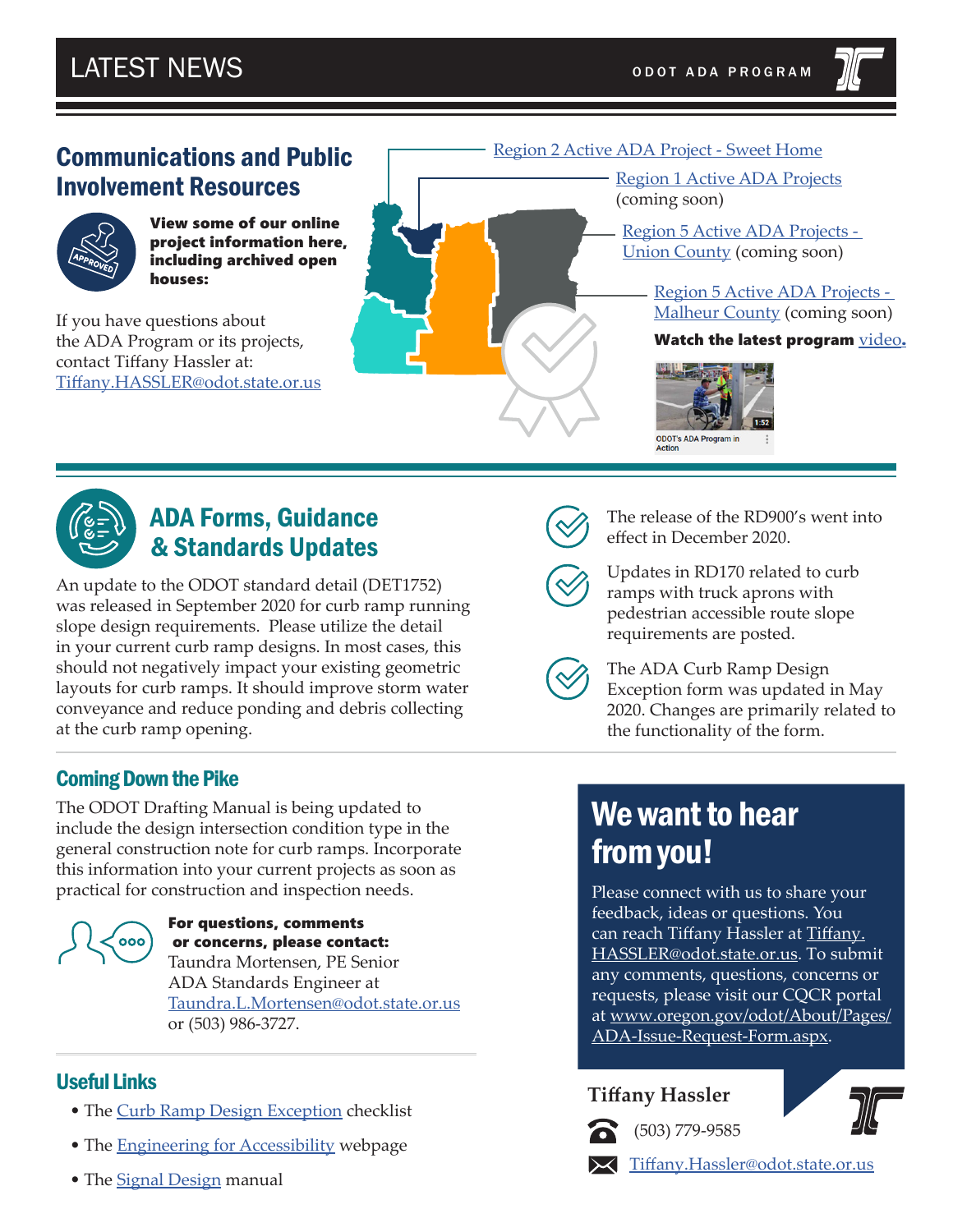# LATEST NEWS

ODOT ADA PROGRAM

## Communications and Public Involvement Resources

**View some of our online project information here, including archived open houses:**

If you have questions about the ADA Program or its projects, contact Tiffany Hassler at: Tiffany.HASSLER@odot.state.or.us

Region 2 Active ADA Project - Sweet Home

Region 1 Active ADA Projects (coming soon)

Region 5 Active ADA Projects - Union County (coming soon)

Region 5 Active ADA Projects - Malheur County (coming soon)

**Watch the latest program** video**.**

ODOT's ADA Program in Action

1:52

## ADA Forms, Guidance & Standards Updates

An update to the ODOT standard detail (DET1752) was released in September 2020 for curb ramp running slope design requirements. Please utilize the detail in your current curb ramp designs. In most cases, this should not negatively impact your existing geometric layouts for curb ramps. It should improve storm water conveyance and reduce ponding and debris collecting at the curb ramp opening.

- The release of the RD900's went into effect in December 2020.
- Updates in RD170 related to curb ramps with truck aprons with pedestrian accessible route slope requirements are posted.
- The ADA Curb Ramp Design Exception form was updated in May 2020. Changes are primarily related to the functionality of the form.

### Coming Down the Pike

The ODOT Drafting Manual is being updated to include the design intersection condition type in the general construction note for curb ramps. Incorporate this information into your current projects as soon as practical for construction and inspection needs.

**For questions, comments or concerns, please contact:**
Taundra Mortensen, PE Senior ADA Standards Engineer at Taundra.L.Mortensen@odot.state.or.us or (503) 986-3727.

### Useful Links

- The Curb Ramp Design Exception checklist
- The Engineering for Accessibility webpage
- The Signal Design manual

## We want to hear from you!

Please connect with us to share your feedback, ideas or questions. You can reach Tiffany Hassler at Tiffany.HASSLER@odot.state.or.us. To submit any comments, questions, concerns or requests, please visit our CQCR portal at www.oregon.gov/odot/About/Pages/ADA-Issue-Request-Form.aspx.

**Tiffany Hassler**

(503) 779-9585

Tiffany.Hassler@odot.state.or.us